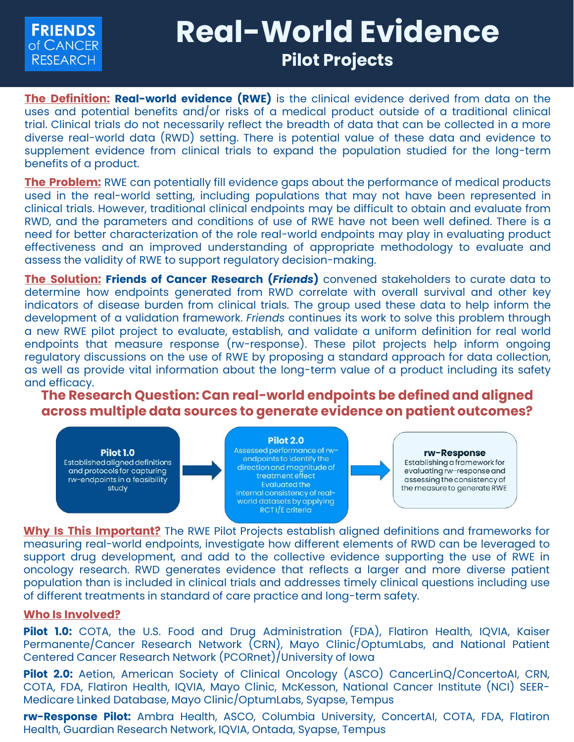FRIENDS of CANCER RESEARCH

# Real-World Evidence

## Pilot Projects

**The Definition:** **Real-world evidence (RWE)** is the clinical evidence derived from data on the uses and potential benefits and/or risks of a medical product outside of a traditional clinical trial. Clinical trials do not necessarily reflect the breadth of data that can be collected in a more diverse real-world data (RWD) setting. There is potential value of these data and evidence to supplement evidence from clinical trials to expand the population studied for the long-term benefits of a product.

**The Problem:** RWE can potentially fill evidence gaps about the performance of medical products used in the real-world setting, including populations that may not have been represented in clinical trials. However, traditional clinical endpoints may be difficult to obtain and evaluate from RWD, and the parameters and conditions of use of RWE have not been well defined. There is a need for better characterization of the role real-world endpoints may play in evaluating product effectiveness and an improved understanding of appropriate methodology to evaluate and assess the validity of RWE to support regulatory decision-making.

**The Solution:** **Friends of Cancer Research (*Friends*)** convened stakeholders to curate data to determine how endpoints generated from RWD correlate with overall survival and other key indicators of disease burden from clinical trials. The group used these data to help inform the development of a validation framework. *Friends* continues its work to solve this problem through a new RWE pilot project to evaluate, establish, and validate a uniform definition for real world endpoints that measure response (rw-response). These pilot projects help inform ongoing regulatory discussions on the use of RWE by proposing a standard approach for data collection, as well as provide vital information about the long-term value of a product including its safety and efficacy.

### The Research Question: Can real-world endpoints be defined and aligned across multiple data sources to generate evidence on patient outcomes?

**Pilot 1.0**
Established aligned definitions and protocols for capturing rw-endpoints in a feasibility study

→

**Pilot 2.0**
Assessed performance of rw-endpoints to identify the direction and magnitude of treatment effect
Evaluated the internal consistency of real-world datasets by applying RCT I/E criteria

→

**rw-Response**
Establishing a framework for evaluating rw-response and assessing the consistency of the measure to generate RWE

**Why Is This Important?** The RWE Pilot Projects establish aligned definitions and frameworks for measuring real-world endpoints, investigate how different elements of RWD can be leveraged to support drug development, and add to the collective evidence supporting the use of RWE in oncology research. RWD generates evidence that reflects a larger and more diverse patient population than is included in clinical trials and addresses timely clinical questions including use of different treatments in standard of care practice and long-term safety.

**Who Is Involved?**

**Pilot 1.0:** COTA, the U.S. Food and Drug Administration (FDA), Flatiron Health, IQVIA, Kaiser Permanente/Cancer Research Network (CRN), Mayo Clinic/OptumLabs, and National Patient Centered Cancer Research Network (PCORnet)/University of Iowa

**Pilot 2.0:** Aetion, American Society of Clinical Oncology (ASCO) CancerLinQ/ConcertoAI, CRN, COTA, FDA, Flatiron Health, IQVIA, Mayo Clinic, McKesson, National Cancer Institute (NCI) SEER-Medicare Linked Database, Mayo Clinic/OptumLabs, Syapse, Tempus

**rw-Response Pilot:** Ambra Health, ASCO, Columbia University, ConcertAI, COTA, FDA, Flatiron Health, Guardian Research Network, IQVIA, Ontada, Syapse, Tempus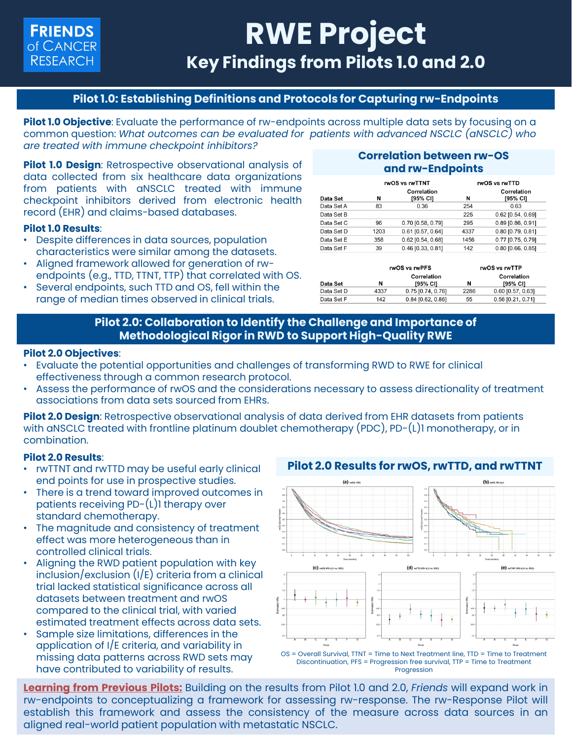# RWE Project

## Key Findings from Pilots 1.0 and 2.0

## Pilot 1.0: Establishing Definitions and Protocols for Capturing rw-Endpoints

**Pilot 1.0 Objective**: Evaluate the performance of rw-endpoints across multiple data sets by focusing on a common question: *What outcomes can be evaluated for patients with advanced NSCLC (aNSCLC) who are treated with immune checkpoint inhibitors?*

**Pilot 1.0 Design**: Retrospective observational analysis of data collected from six healthcare data organizations from patients with aNSCLC treated with immune checkpoint inhibitors derived from electronic health record (EHR) and claims-based databases.

**Pilot 1.0 Results**:

- Despite differences in data sources, population characteristics were similar among the datasets.
- Aligned framework allowed for generation of rw-endpoints (e.g., TTD, TTNT, TTP) that correlated with OS.
- Several endpoints, such TTD and OS, fell within the range of median times observed in clinical trials.

### Correlation between rw-OS and rw-Endpoints

| | rwOS vs rwTTNT | | rwOS vs rwTTD | |
|---|---|---|---|---|
| Data Set | N | Correlation [95% CI] | N | Correlation [95% CI] |
| Data Set A | 83 | 0.36 | 254 | 0.63 |
| Data Set B | | | 225 | 0.62 [0.54, 0.69] |
| Data Set C | 96 | 0.70 [0.58, 0.79] | 295 | 0.89 [0.86, 0.91] |
| Data Set D | 1203 | 0.61 [0.57, 0.64] | 4337 | 0.80 [0.79, 0.81] |
| Data Set E | 358 | 0.62 [0.54, 0.68] | 1456 | 0.77 [0.75, 0.79] |
| Data Set F | 39 | 0.46 [0.33, 0.81] | 142 | 0.80 [0.66, 0.85] |

| | rwOS vs rwPFS | | rwOS vs rwTTP | |
|---|---|---|---|---|
| Data Set | N | Correlation [95% CI] | N | Correlation [95% CI] |
| Data Set D | 4337 | 0.75 [0.74, 0.76] | 2286 | 0.60 [0.57, 0.63] |
| Data Set F | 142 | 0.84 [0.62, 0.86] | 55 | 0.56 [0.21, 0.71] |

## Pilot 2.0: Collaboration to Identify the Challenge and Importance of Methodological Rigor in RWD to Support High-Quality RWE

**Pilot 2.0 Objectives**:

- Evaluate the potential opportunities and challenges of transforming RWD to RWE for clinical effectiveness through a common research protocol.
- Assess the performance of rwOS and the considerations necessary to assess directionality of treatment associations from data sets sourced from EHRs.

**Pilot 2.0 Design**: Retrospective observational analysis of data derived from EHR datasets from patients with aNSCLC treated with frontline platinum doublet chemotherapy (PDC), PD-(L)1 monotherapy, or in combination.

**Pilot 2.0 Results**:

- rwTTNT and rwTTD may be useful early clinical end points for use in prospective studies.
- There is a trend toward improved outcomes in patients receiving PD-(L)1 therapy over standard chemotherapy.
- The magnitude and consistency of treatment effect was more heterogeneous than in controlled clinical trials.
- Aligning the RWD patient population with key inclusion/exclusion (I/E) criteria from a clinical trial lacked statistical significance across all datasets between treatment and rwOS compared to the clinical trial, with varied estimated treatment effects across data sets.
- Sample size limitations, differences in the application of I/E criteria, and variability in missing data patterns across RWD sets may have contributed to variability of results.

### Pilot 2.0 Results for rwOS, rwTTD, and rwTTNT

(a) rwOS: PDC

(b) rwOS: PD-(L)1

(c) rwOS (PD-(L)1 vs. PDC)

(d) rwTTD (PD-(L)1 vs. PDC)

(e) rwTTNT (PD-(L)1 vs. PDC)

OS = Overall Survival, TTNT = Time to Next Treatment line, TTD = Time to Treatment Discontinuation, PFS = Progression free survival, TTP = Time to Treatment Progression

**Learning from Previous Pilots:** Building on the results from Pilot 1.0 and 2.0, *Friends* will expand work in rw-endpoints to conceptualizing a framework for assessing rw-response. The rw-Response Pilot will establish this framework and assess the consistency of the measure across data sources in an aligned real-world patient population with metastatic NSCLC.